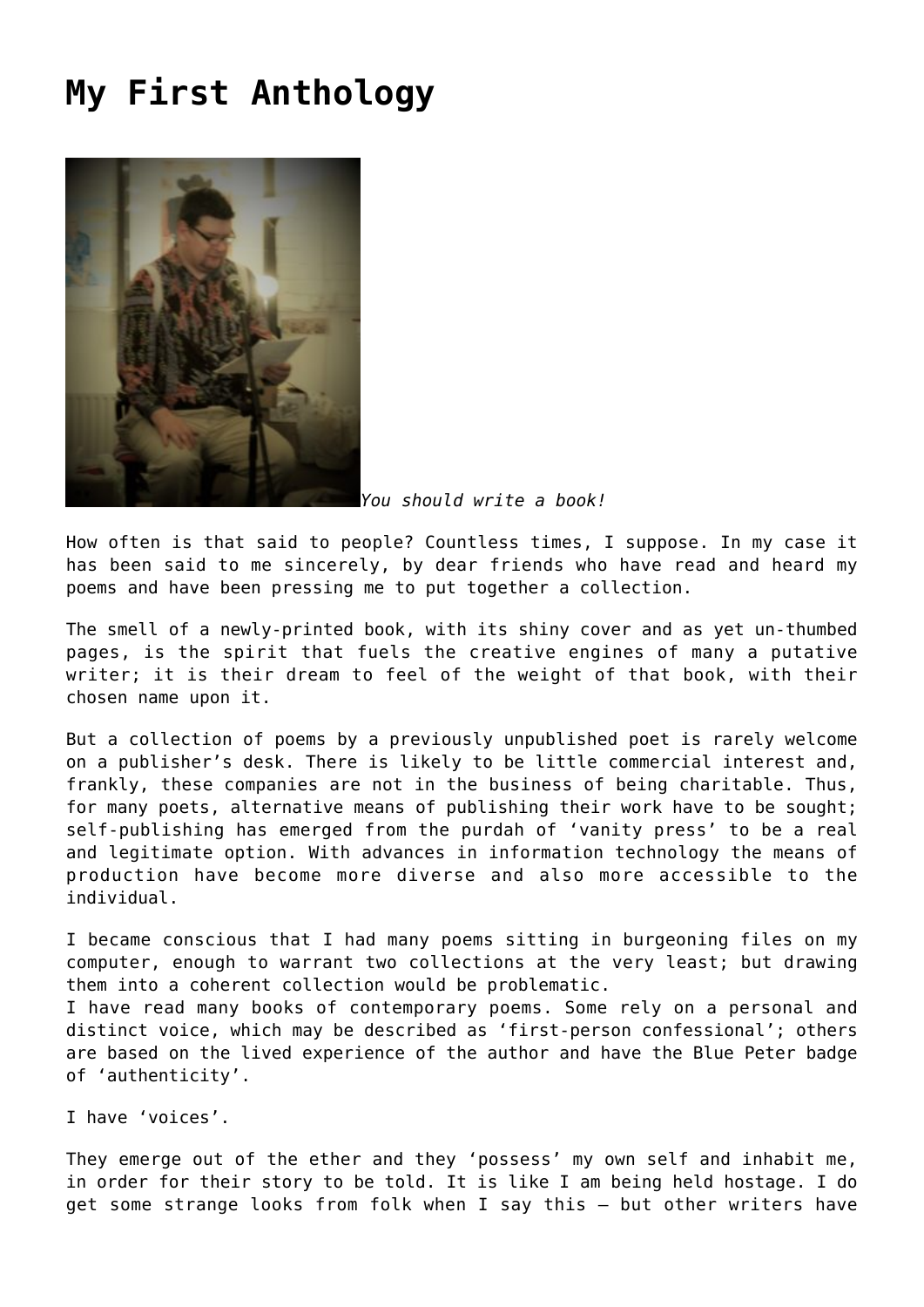# My First Anthology

*You should write a book!*

How often is that said to people? Countless times, I suppose. In my case it has been said to me sincerely, by dear friends who have read and heard my poems and have been pressing me to put together a collection.

The smell of a newly-printed book, with its shiny cover and as yet un-thumbed pages, is the spirit that fuels the creative engines of many a putative writer; it is their dream to feel of the weight of that book, with their chosen name upon it.

But a collection of poems by a previously unpublished poet is rarely welcome on a publisher's desk. There is likely to be little commercial interest and, frankly, these companies are not in the business of being charitable. Thus, for many poets, alternative means of publishing their work have to be sought; self-publishing has emerged from the purdah of 'vanity press' to be a real and legitimate option. With advances in information technology the means of production have become more diverse and also more accessible to the individual.

I became conscious that I had many poems sitting in burgeoning files on my computer, enough to warrant two collections at the very least; but drawing them into a coherent collection would be problematic.
I have read many books of contemporary poems. Some rely on a personal and distinct voice, which may be described as 'first-person confessional'; others are based on the lived experience of the author and have the Blue Peter badge of 'authenticity'.

I have 'voices'.

They emerge out of the ether and they 'possess' my own self and inhabit me, in order for their story to be told. It is like I am being held hostage. I do get some strange looks from folk when I say this – but other writers have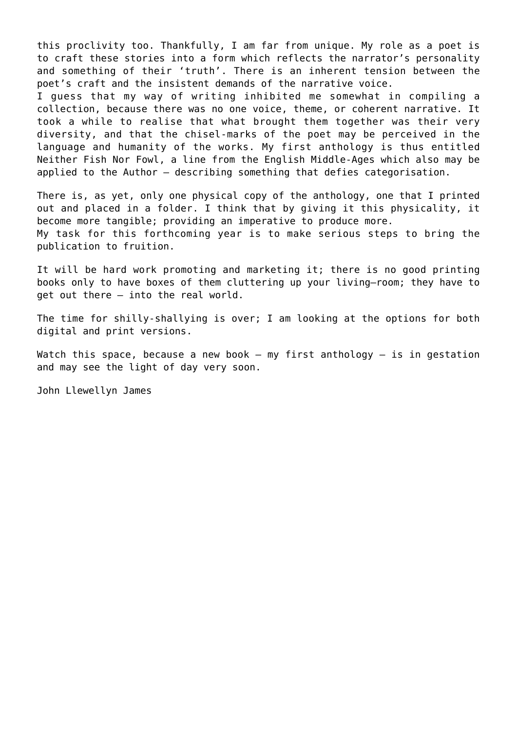this proclivity too. Thankfully, I am far from unique. My role as a poet is to craft these stories into a form which reflects the narrator's personality and something of their 'truth'. There is an inherent tension between the poet's craft and the insistent demands of the narrative voice.
I guess that my way of writing inhibited me somewhat in compiling a collection, because there was no one voice, theme, or coherent narrative. It took a while to realise that what brought them together was their very diversity, and that the chisel-marks of the poet may be perceived in the language and humanity of the works. My first anthology is thus entitled Neither Fish Nor Fowl, a line from the English Middle-Ages which also may be applied to the Author – describing something that defies categorisation.

There is, as yet, only one physical copy of the anthology, one that I printed out and placed in a folder. I think that by giving it this physicality, it become more tangible; providing an imperative to produce more.
My task for this forthcoming year is to make serious steps to bring the publication to fruition.

It will be hard work promoting and marketing it; there is no good printing books only to have boxes of them cluttering up your living–room; they have to get out there – into the real world.

The time for shilly-shallying is over; I am looking at the options for both digital and print versions.

Watch this space, because a new book – my first anthology – is in gestation and may see the light of day very soon.

John Llewellyn James